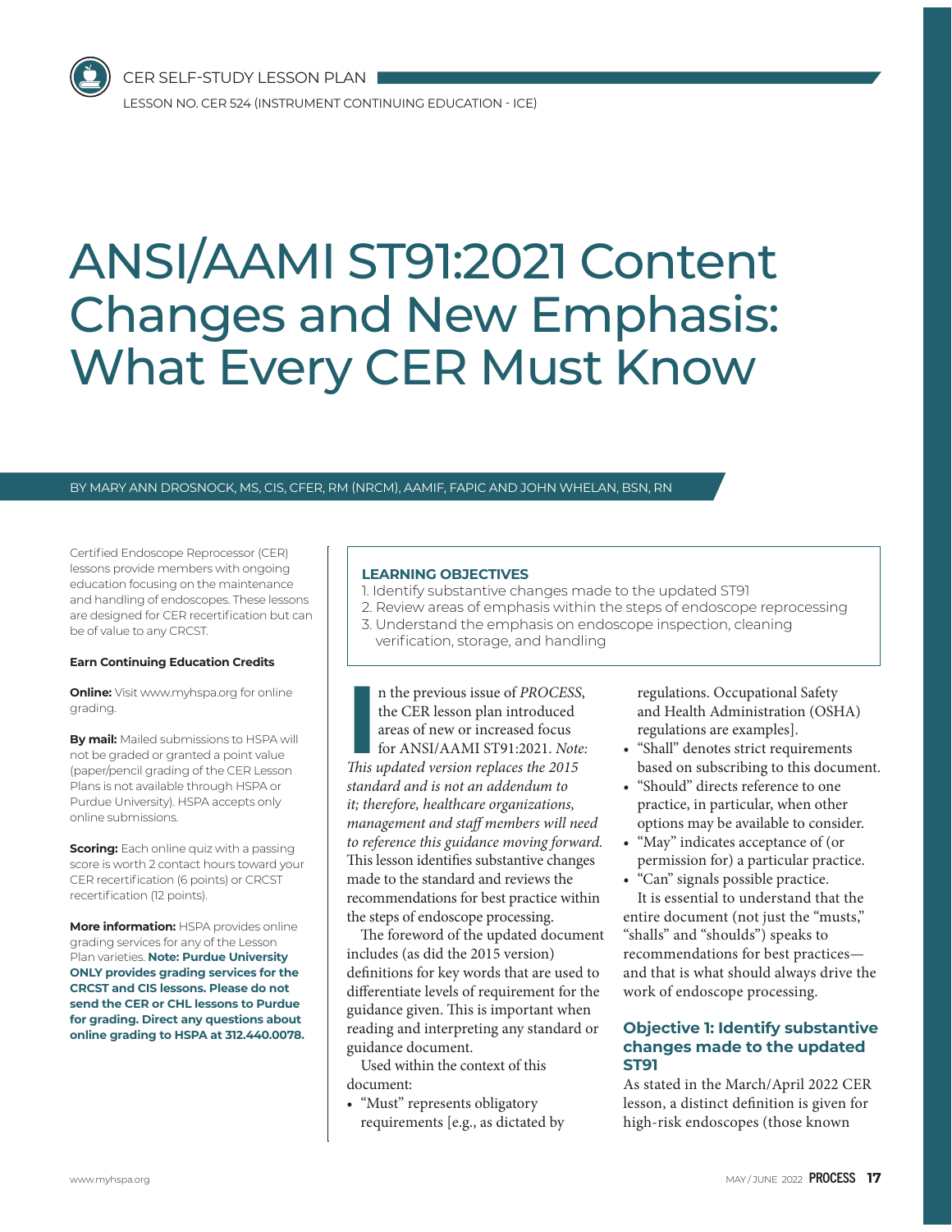CER SELF-STUDY LESSON PLAN

LESSON NO. CER 524 (INSTRUMENT CONTINUING EDUCATION - ICE)

# ANSI/AAMI ST91:2021 Content Changes and New Emphasis: What Every CER Must Know

BY MARY ANN DROSNOCK, MS, CIS, CFER, RM (NRCM), AAMIF, FAPIC AND JOHN WHELAN, BSN, RN

Certified Endoscope Reprocessor (CER) lessons provide members with ongoing education focusing on the maintenance and handling of endoscopes. These lessons are designed for CER recertification but can be of value to any CRCST.

**Earn Continuing Education Credits**

**Online:** Visit www.myhspa.org for online grading.

**By mail:** Mailed submissions to HSPA will not be graded or granted a point value (paper/pencil grading of the CER Lesson Plans is not available through HSPA or Purdue University). HSPA accepts only online submissions.

**Scoring:** Each online quiz with a passing score is worth 2 contact hours toward your CER recertification (6 points) or CRCST recertification (12 points).

**More information:** HSPA provides online grading services for any of the Lesson Plan varieties. **Note: Purdue University ONLY provides grading services for the CRCST and CIS lessons. Please do not send the CER or CHL lessons to Purdue for grading. Direct any questions about online grading to HSPA at 312.440.0078.**

**LEARNING OBJECTIVES**

1. Identify substantive changes made to the updated ST91
2. Review areas of emphasis within the steps of endoscope reprocessing
3. Understand the emphasis on endoscope inspection, cleaning verification, storage, and handling

In the previous issue of *PROCESS*, the CER lesson plan introduced areas of new or increased focus for ANSI/AAMI ST91:2021. *Note: This updated version replaces the 2015 standard and is not an addendum to it; therefore, healthcare organizations, management and staff members will need to reference this guidance moving forward.* This lesson identifies substantive changes made to the standard and reviews the recommendations for best practice within the steps of endoscope processing.

The foreword of the updated document includes (as did the 2015 version) definitions for key words that are used to differentiate levels of requirement for the guidance given. This is important when reading and interpreting any standard or guidance document.

Used within the context of this document:

- "Must" represents obligatory requirements [e.g., as dictated by regulations. Occupational Safety and Health Administration (OSHA) regulations are examples].
- "Shall" denotes strict requirements based on subscribing to this document.
- "Should" directs reference to one practice, in particular, when other options may be available to consider.
- "May" indicates acceptance of (or permission for) a particular practice.
- "Can" signals possible practice.

It is essential to understand that the entire document (not just the "musts," "shalls" and "shoulds") speaks to recommendations for best practices—and that is what should always drive the work of endoscope processing.

## Objective 1: Identify substantive changes made to the updated ST91

As stated in the March/April 2022 CER lesson, a distinct definition is given for high-risk endoscopes (those known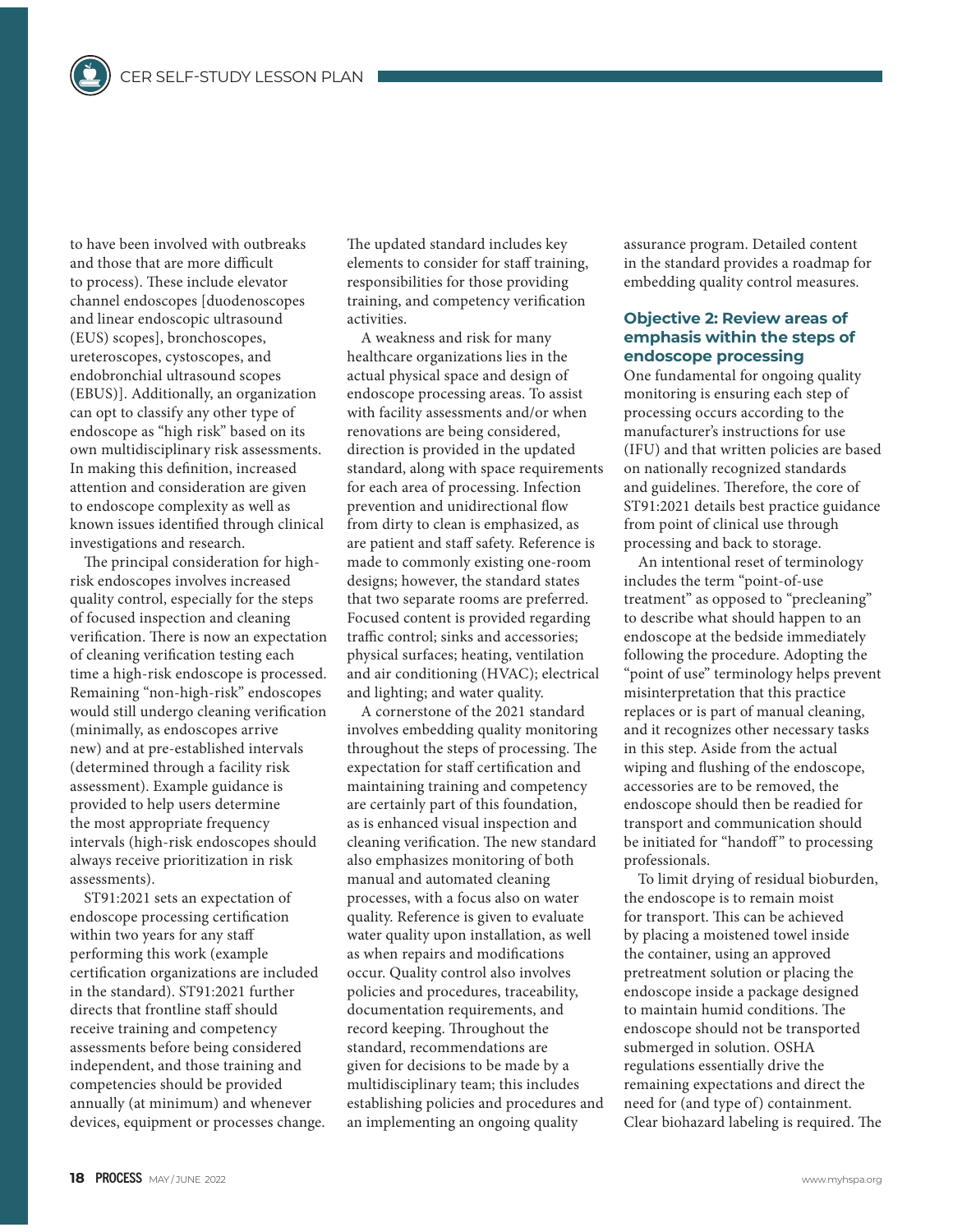to have been involved with outbreaks and those that are more difficult to process). These include elevator channel endoscopes [duodenoscopes and linear endoscopic ultrasound (EUS) scopes], bronchoscopes, ureteroscopes, cystoscopes, and endobronchial ultrasound scopes (EBUS)]. Additionally, an organization can opt to classify any other type of endoscope as "high risk" based on its own multidisciplinary risk assessments. In making this definition, increased attention and consideration are given to endoscope complexity as well as known issues identified through clinical investigations and research.

The principal consideration for high-risk endoscopes involves increased quality control, especially for the steps of focused inspection and cleaning verification. There is now an expectation of cleaning verification testing each time a high-risk endoscope is processed. Remaining "non-high-risk" endoscopes would still undergo cleaning verification (minimally, as endoscopes arrive new) and at pre-established intervals (determined through a facility risk assessment). Example guidance is provided to help users determine the most appropriate frequency intervals (high-risk endoscopes should always receive prioritization in risk assessments).

ST91:2021 sets an expectation of endoscope processing certification within two years for any staff performing this work (example certification organizations are included in the standard). ST91:2021 further directs that frontline staff should receive training and competency assessments before being considered independent, and those training and competencies should be provided annually (at minimum) and whenever devices, equipment or processes change. The updated standard includes key elements to consider for staff training, responsibilities for those providing training, and competency verification activities.

A weakness and risk for many healthcare organizations lies in the actual physical space and design of endoscope processing areas. To assist with facility assessments and/or when renovations are being considered, direction is provided in the updated standard, along with space requirements for each area of processing. Infection prevention and unidirectional flow from dirty to clean is emphasized, as are patient and staff safety. Reference is made to commonly existing one-room designs; however, the standard states that two separate rooms are preferred. Focused content is provided regarding traffic control; sinks and accessories; physical surfaces; heating, ventilation and air conditioning (HVAC); electrical and lighting; and water quality.

A cornerstone of the 2021 standard involves embedding quality monitoring throughout the steps of processing. The expectation for staff certification and maintaining training and competency are certainly part of this foundation, as is enhanced visual inspection and cleaning verification. The new standard also emphasizes monitoring of both manual and automated cleaning processes, with a focus also on water quality. Reference is given to evaluate water quality upon installation, as well as when repairs and modifications occur. Quality control also involves policies and procedures, traceability, documentation requirements, and record keeping. Throughout the standard, recommendations are given for decisions to be made by a multidisciplinary team; this includes establishing policies and procedures and an implementing an ongoing quality assurance program. Detailed content in the standard provides a roadmap for embedding quality control measures.

### Objective 2: Review areas of emphasis within the steps of endoscope processing

One fundamental for ongoing quality monitoring is ensuring each step of processing occurs according to the manufacturer's instructions for use (IFU) and that written policies are based on nationally recognized standards and guidelines. Therefore, the core of ST91:2021 details best practice guidance from point of clinical use through processing and back to storage.

An intentional reset of terminology includes the term "point-of-use treatment" as opposed to "precleaning" to describe what should happen to an endoscope at the bedside immediately following the procedure. Adopting the "point of use" terminology helps prevent misinterpretation that this practice replaces or is part of manual cleaning, and it recognizes other necessary tasks in this step. Aside from the actual wiping and flushing of the endoscope, accessories are to be removed, the endoscope should then be readied for transport and communication should be initiated for "handoff" to processing professionals.

To limit drying of residual bioburden, the endoscope is to remain moist for transport. This can be achieved by placing a moistened towel inside the container, using an approved pretreatment solution or placing the endoscope inside a package designed to maintain humid conditions. The endoscope should not be transported submerged in solution. OSHA regulations essentially drive the remaining expectations and direct the need for (and type of) containment. Clear biohazard labeling is required. The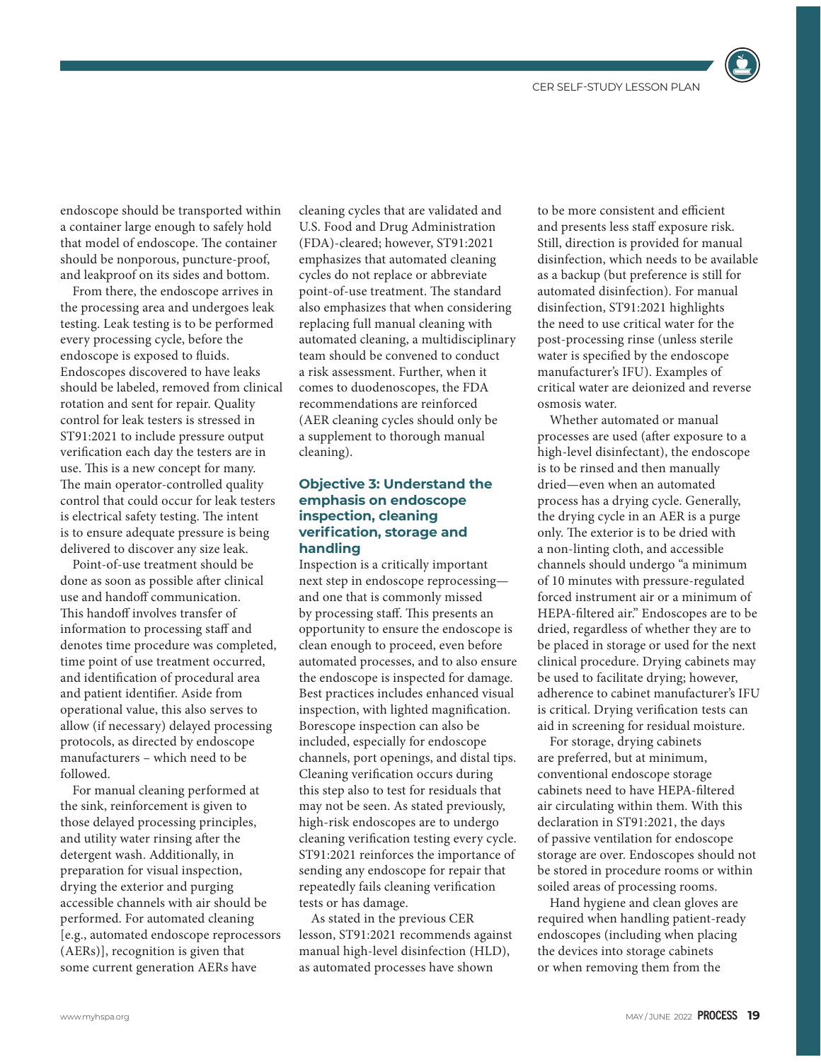endoscope should be transported within a container large enough to safely hold that model of endoscope. The container should be nonporous, puncture-proof, and leakproof on its sides and bottom.

From there, the endoscope arrives in the processing area and undergoes leak testing. Leak testing is to be performed every processing cycle, before the endoscope is exposed to fluids. Endoscopes discovered to have leaks should be labeled, removed from clinical rotation and sent for repair. Quality control for leak testers is stressed in ST91:2021 to include pressure output verification each day the testers are in use. This is a new concept for many. The main operator-controlled quality control that could occur for leak testers is electrical safety testing. The intent is to ensure adequate pressure is being delivered to discover any size leak.

Point-of-use treatment should be done as soon as possible after clinical use and handoff communication. This handoff involves transfer of information to processing staff and denotes time procedure was completed, time point of use treatment occurred, and identification of procedural area and patient identifier. Aside from operational value, this also serves to allow (if necessary) delayed processing protocols, as directed by endoscope manufacturers – which need to be followed.

For manual cleaning performed at the sink, reinforcement is given to those delayed processing principles, and utility water rinsing after the detergent wash. Additionally, in preparation for visual inspection, drying the exterior and purging accessible channels with air should be performed. For automated cleaning [e.g., automated endoscope reprocessors (AERs)], recognition is given that some current generation AERs have cleaning cycles that are validated and U.S. Food and Drug Administration (FDA)-cleared; however, ST91:2021 emphasizes that automated cleaning cycles do not replace or abbreviate point-of-use treatment. The standard also emphasizes that when considering replacing full manual cleaning with automated cleaning, a multidisciplinary team should be convened to conduct a risk assessment. Further, when it comes to duodenoscopes, the FDA recommendations are reinforced (AER cleaning cycles should only be a supplement to thorough manual cleaning).

### Objective 3: Understand the emphasis on endoscope inspection, cleaning verification, storage and handling

Inspection is a critically important next step in endoscope reprocessing—and one that is commonly missed by processing staff. This presents an opportunity to ensure the endoscope is clean enough to proceed, even before automated processes, and to also ensure the endoscope is inspected for damage. Best practices includes enhanced visual inspection, with lighted magnification. Borescope inspection can also be included, especially for endoscope channels, port openings, and distal tips. Cleaning verification occurs during this step also to test for residuals that may not be seen. As stated previously, high-risk endoscopes are to undergo cleaning verification testing every cycle. ST91:2021 reinforces the importance of sending any endoscope for repair that repeatedly fails cleaning verification tests or has damage.

As stated in the previous CER lesson, ST91:2021 recommends against manual high-level disinfection (HLD), as automated processes have shown to be more consistent and efficient and presents less staff exposure risk. Still, direction is provided for manual disinfection, which needs to be available as a backup (but preference is still for automated disinfection). For manual disinfection, ST91:2021 highlights the need to use critical water for the post-processing rinse (unless sterile water is specified by the endoscope manufacturer's IFU). Examples of critical water are deionized and reverse osmosis water.

Whether automated or manual processes are used (after exposure to a high-level disinfectant), the endoscope is to be rinsed and then manually dried—even when an automated process has a drying cycle. Generally, the drying cycle in an AER is a purge only. The exterior is to be dried with a non-linting cloth, and accessible channels should undergo "a minimum of 10 minutes with pressure-regulated forced instrument air or a minimum of HEPA-filtered air." Endoscopes are to be dried, regardless of whether they are to be placed in storage or used for the next clinical procedure. Drying cabinets may be used to facilitate drying; however, adherence to cabinet manufacturer's IFU is critical. Drying verification tests can aid in screening for residual moisture.

For storage, drying cabinets are preferred, but at minimum, conventional endoscope storage cabinets need to have HEPA-filtered air circulating within them. With this declaration in ST91:2021, the days of passive ventilation for endoscope storage are over. Endoscopes should not be stored in procedure rooms or within soiled areas of processing rooms.

Hand hygiene and clean gloves are required when handling patient-ready endoscopes (including when placing the devices into storage cabinets or when removing them from the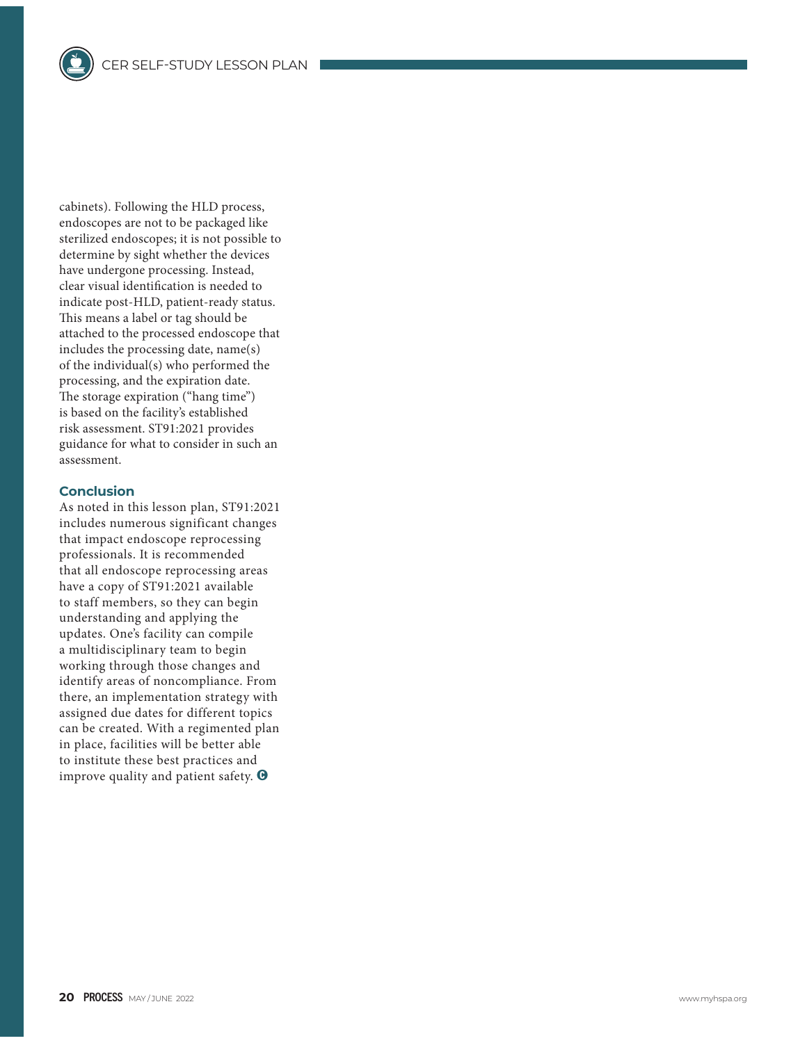cabinets). Following the HLD process, endoscopes are not to be packaged like sterilized endoscopes; it is not possible to determine by sight whether the devices have undergone processing. Instead, clear visual identification is needed to indicate post-HLD, patient-ready status. This means a label or tag should be attached to the processed endoscope that includes the processing date, name(s) of the individual(s) who performed the processing, and the expiration date. The storage expiration ("hang time") is based on the facility's established risk assessment. ST91:2021 provides guidance for what to consider in such an assessment.

### Conclusion

As noted in this lesson plan, ST91:2021 includes numerous significant changes that impact endoscope reprocessing professionals. It is recommended that all endoscope reprocessing areas have a copy of ST91:2021 available to staff members, so they can begin understanding and applying the updates. One's facility can compile a multidisciplinary team to begin working through those changes and identify areas of noncompliance. From there, an implementation strategy with assigned due dates for different topics can be created. With a regimented plan in place, facilities will be better able to institute these best practices and improve quality and patient safety.